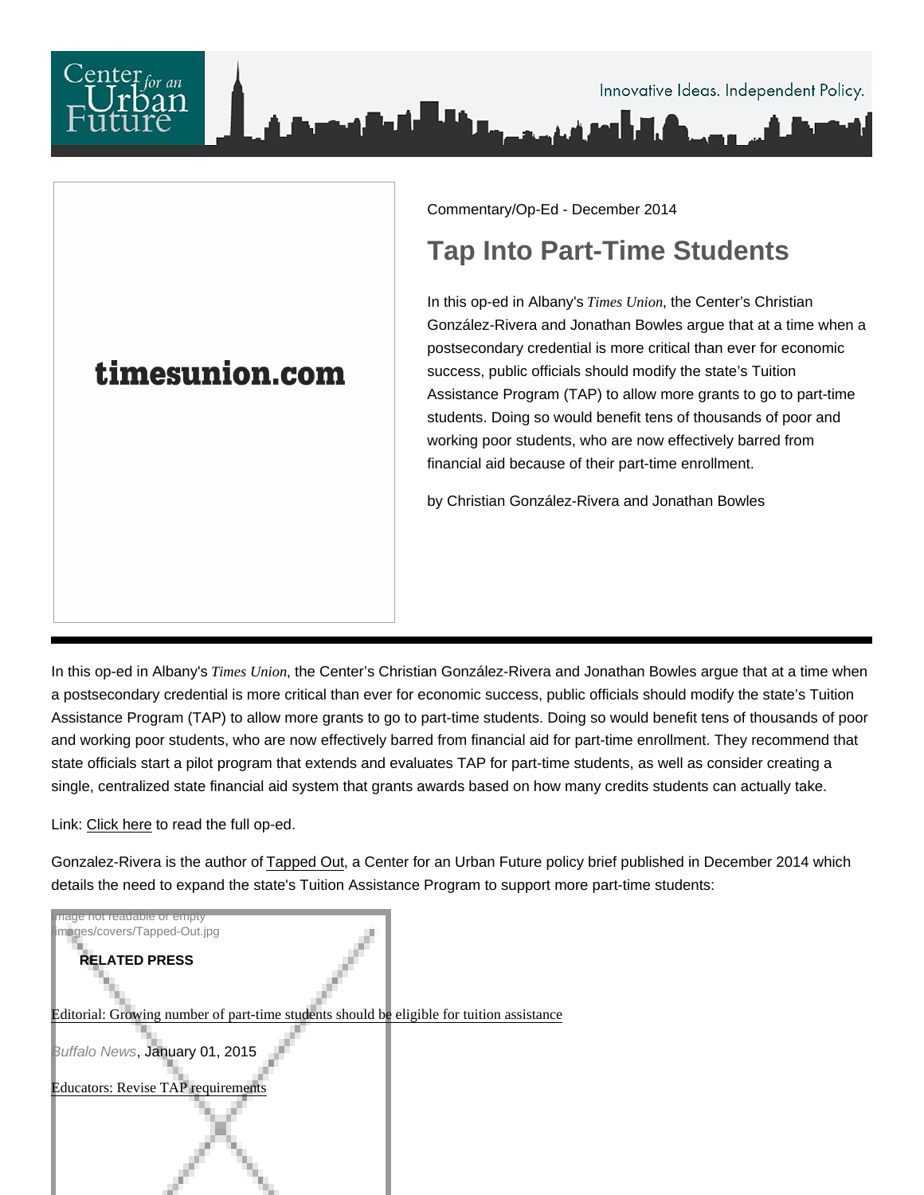Commentary/Op-Ed - December 2014

# Tap Into Part-Time Students

In this op-ed in Albany's *Times Union*, the Center's Christian González-Rivera and Jonathan Bowles argue that at a time when a postsecondary credential is more critical than ever for economic success, public officials should modify the state's Tuition Assistance Program (TAP) to allow more grants to go to part-time students. Doing so would benefit tens of thousands of poor and working poor students, who are now effectively barred from financial aid because of their part-time enrollment.

by Christian González-Rivera and Jonathan Bowles

---

In this op-ed in Albany's *Times Union*, the Center's Christian González-Rivera and Jonathan Bowles argue that at a time when a postsecondary credential is more critical than ever for economic success, public officials should modify the state's Tuition Assistance Program (TAP) to allow more grants to go to part-time students. Doing so would benefit tens of thousands of poor and working poor students, who are now effectively barred from financial aid for part-time enrollment. They recommend that state officials start a pilot program that extends and evaluates TAP for part-time students, as well as consider creating a single, centralized state financial aid system that grants awards based on how many credits students can actually take.

Link: Click here to read the full op-ed.

Gonzalez-Rivera is the author of Tapped Out, a Center for an Urban Future policy brief published in December 2014 which details the need to expand the state's Tuition Assistance Program to support more part-time students:

Image not readable or empty
/images/covers/Tapped-Out.jpg

**RELATED PRESS**

Editorial: Growing number of part-time students should be eligible for tuition assistance

*Buffalo News*, January 01, 2015

Educators: Revise TAP requirements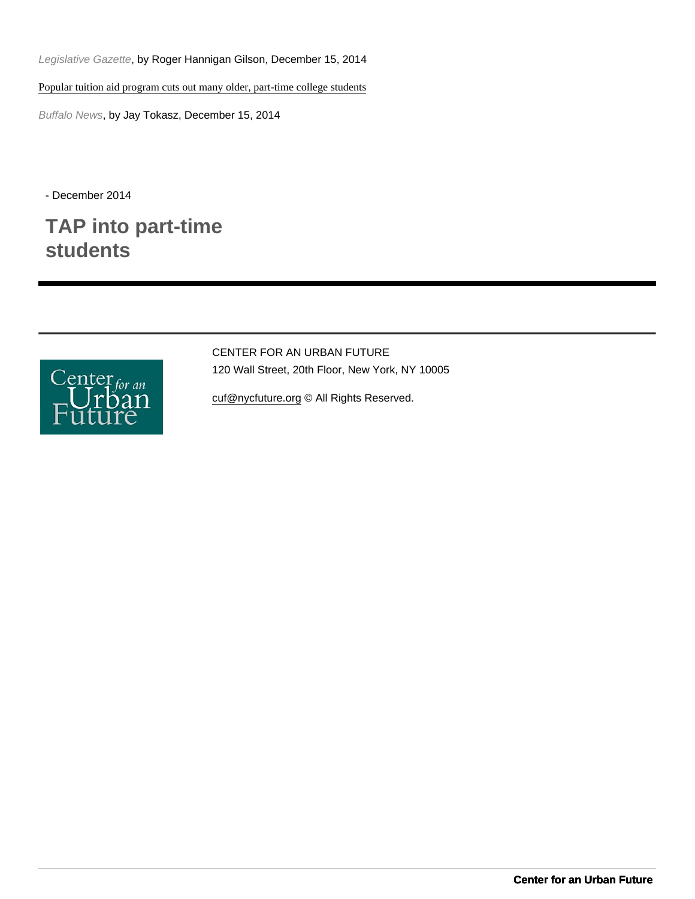*Legislative Gazette*, by Roger Hannigan Gilson, December 15, 2014

Popular tuition aid program cuts out many older, part-time college students

*Buffalo News*, by Jay Tokasz, December 15, 2014

- December 2014

## TAP into part-time students

---

CENTER FOR AN URBAN FUTURE
120 Wall Street, 20th Floor, New York, NY 10005

cuf@nycfuture.org © All Rights Reserved.